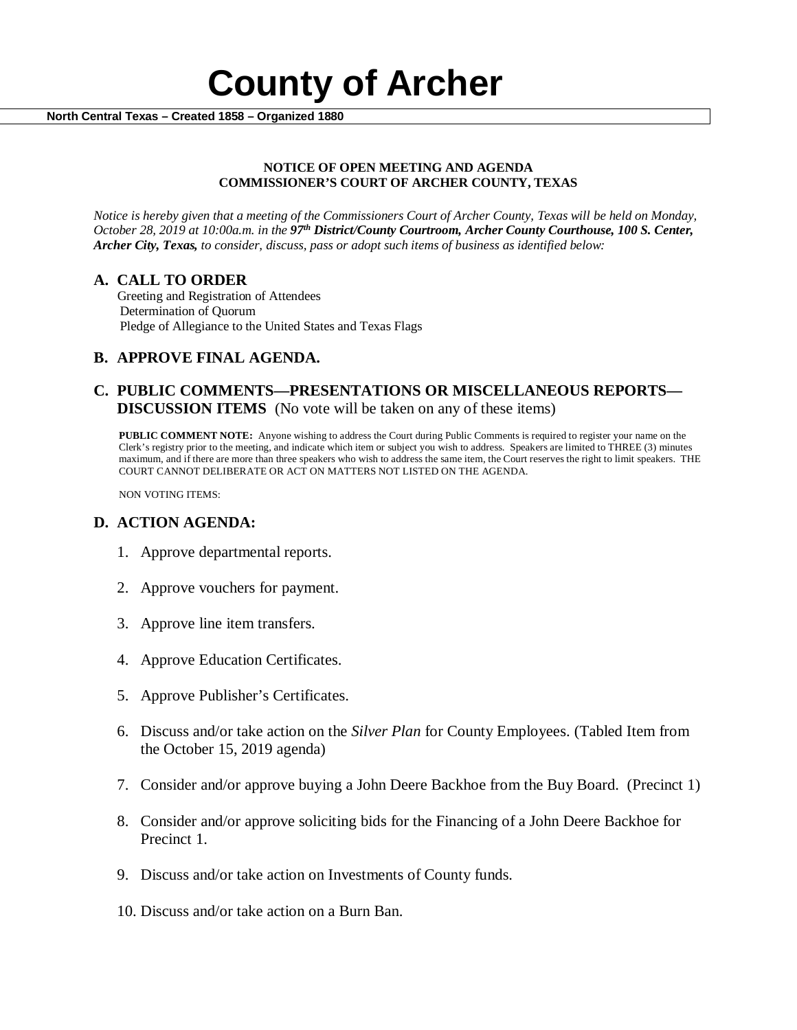# County of Archer

**North Central Texas – Created 1858 – Organized 1880**

**NOTICE OF OPEN MEETING AND AGENDA**
**COMMISSIONER'S COURT OF ARCHER COUNTY, TEXAS**

*Notice is hereby given that a meeting of the Commissioners Court of Archer County, Texas will be held on Monday, October 28, 2019 at 10:00a.m. in the* ***97th District/County Courtroom, Archer County Courthouse, 100 S. Center, Archer City, Texas,*** *to consider, discuss, pass or adopt such items of business as identified below:*

## A. CALL TO ORDER

Greeting and Registration of Attendees
Determination of Quorum
Pledge of Allegiance to the United States and Texas Flags

## B. APPROVE FINAL AGENDA.

## C. PUBLIC COMMENTS—PRESENTATIONS OR MISCELLANEOUS REPORTS—DISCUSSION ITEMS (No vote will be taken on any of these items)

**PUBLIC COMMENT NOTE:** Anyone wishing to address the Court during Public Comments is required to register your name on the Clerk's registry prior to the meeting, and indicate which item or subject you wish to address. Speakers are limited to THREE (3) minutes maximum, and if there are more than three speakers who wish to address the same item, the Court reserves the right to limit speakers. THE COURT CANNOT DELIBERATE OR ACT ON MATTERS NOT LISTED ON THE AGENDA.

NON VOTING ITEMS:

## D. ACTION AGENDA:

1. Approve departmental reports.
2. Approve vouchers for payment.
3. Approve line item transfers.
4. Approve Education Certificates.
5. Approve Publisher's Certificates.
6. Discuss and/or take action on the *Silver Plan* for County Employees. (Tabled Item from the October 15, 2019 agenda)
7. Consider and/or approve buying a John Deere Backhoe from the Buy Board. (Precinct 1)
8. Consider and/or approve soliciting bids for the Financing of a John Deere Backhoe for Precinct 1.
9. Discuss and/or take action on Investments of County funds.
10. Discuss and/or take action on a Burn Ban.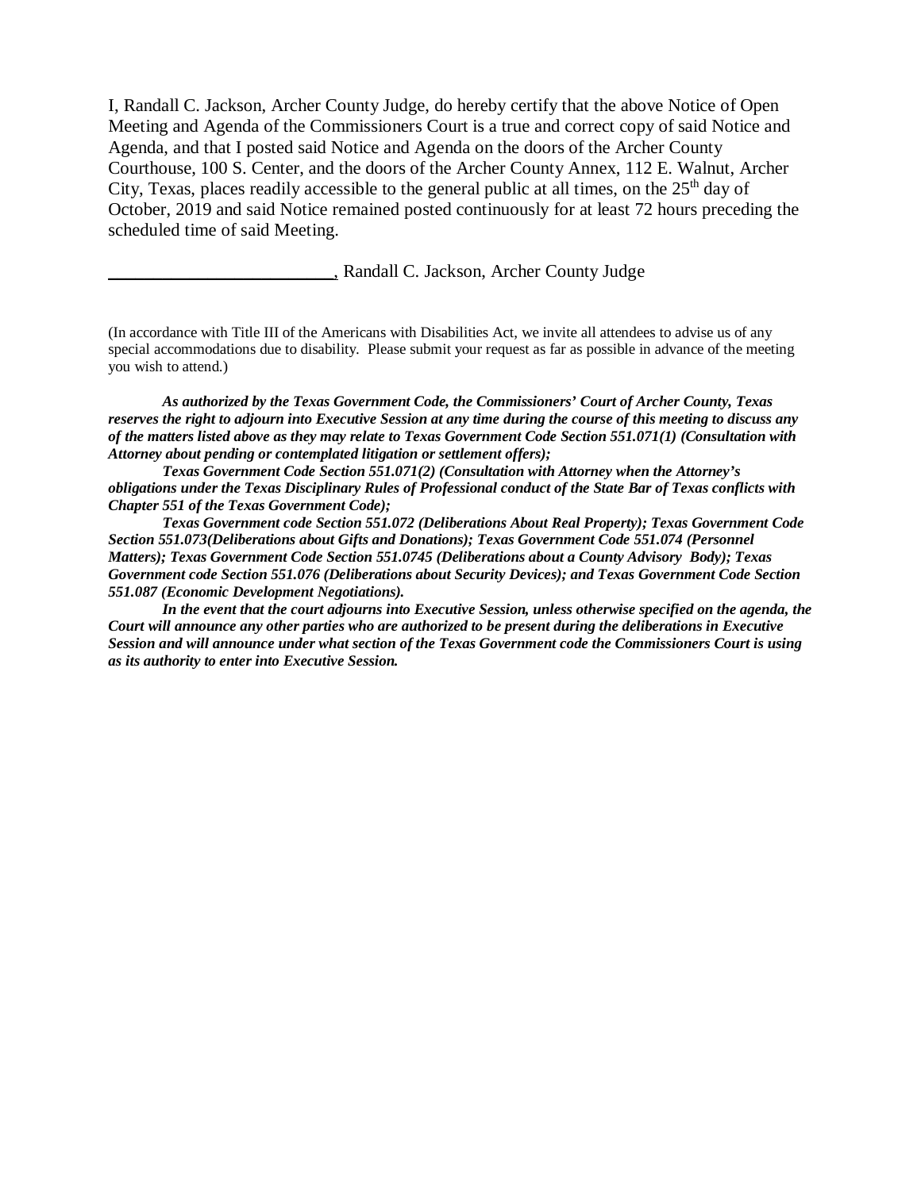I, Randall C. Jackson, Archer County Judge, do hereby certify that the above Notice of Open Meeting and Agenda of the Commissioners Court is a true and correct copy of said Notice and Agenda, and that I posted said Notice and Agenda on the doors of the Archer County Courthouse, 100 S. Center, and the doors of the Archer County Annex, 112 E. Walnut, Archer City, Texas, places readily accessible to the general public at all times, on the 25th day of October, 2019 and said Notice remained posted continuously for at least 72 hours preceding the scheduled time of said Meeting.

__________________________, Randall C. Jackson, Archer County Judge

(In accordance with Title III of the Americans with Disabilities Act, we invite all attendees to advise us of any special accommodations due to disability. Please submit your request as far as possible in advance of the meeting you wish to attend.)

***As authorized by the Texas Government Code, the Commissioners' Court of Archer County, Texas reserves the right to adjourn into Executive Session at any time during the course of this meeting to discuss any of the matters listed above as they may relate to Texas Government Code Section 551.071(1) (Consultation with Attorney about pending or contemplated litigation or settlement offers);***

***Texas Government Code Section 551.071(2) (Consultation with Attorney when the Attorney's obligations under the Texas Disciplinary Rules of Professional conduct of the State Bar of Texas conflicts with Chapter 551 of the Texas Government Code);***

***Texas Government code Section 551.072 (Deliberations About Real Property); Texas Government Code Section 551.073(Deliberations about Gifts and Donations); Texas Government Code 551.074 (Personnel Matters); Texas Government Code Section 551.0745 (Deliberations about a County Advisory Body); Texas Government code Section 551.076 (Deliberations about Security Devices); and Texas Government Code Section 551.087 (Economic Development Negotiations).***

***In the event that the court adjourns into Executive Session, unless otherwise specified on the agenda, the Court will announce any other parties who are authorized to be present during the deliberations in Executive Session and will announce under what section of the Texas Government code the Commissioners Court is using as its authority to enter into Executive Session.***